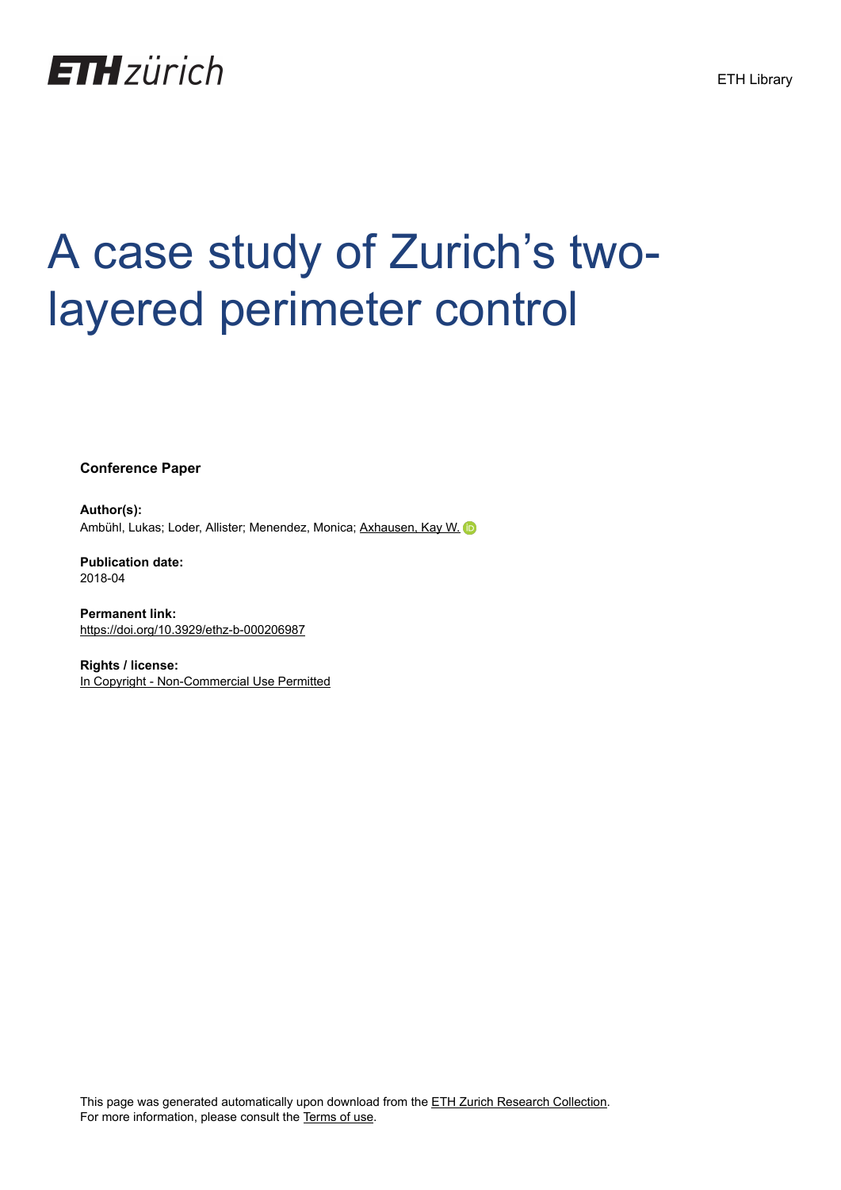ETH zürich

ETH Library

# A case study of Zurich's two-layered perimeter control

**Conference Paper**

**Author(s):**
Ambühl, Lukas; Loder, Allister; Menendez, Monica; Axhausen, Kay W.

**Publication date:**
2018-04

**Permanent link:**
https://doi.org/10.3929/ethz-b-000206987

**Rights / license:**
In Copyright - Non-Commercial Use Permitted

This page was generated automatically upon download from the ETH Zurich Research Collection.
For more information, please consult the Terms of use.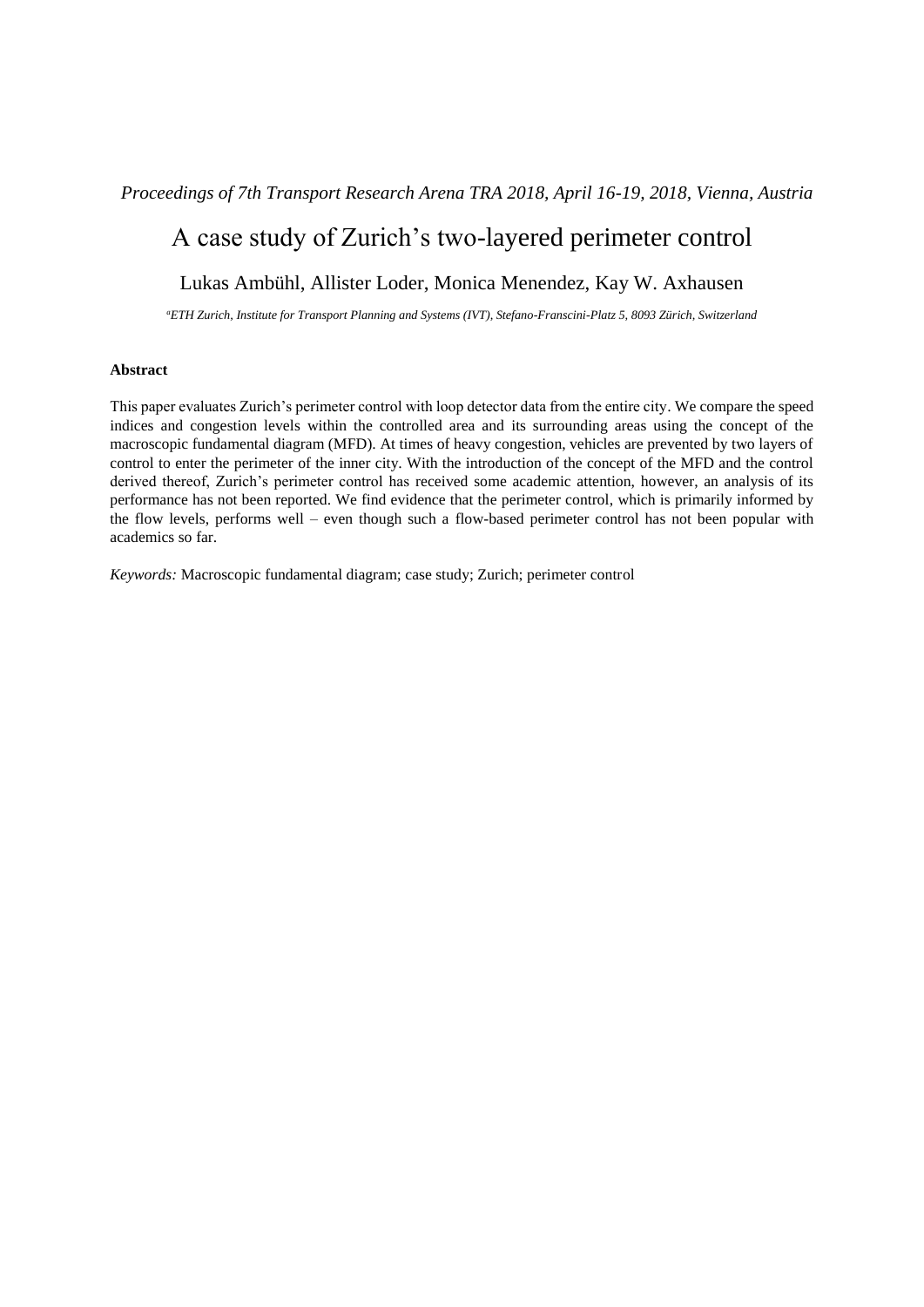*Proceedings of 7th Transport Research Arena TRA 2018, April 16-19, 2018, Vienna, Austria*

# A case study of Zurich's two-layered perimeter control

Lukas Ambühl, Allister Loder, Monica Menendez, Kay W. Axhausen

[a]*ETH Zurich, Institute for Transport Planning and Systems (IVT), Stefano-Franscini-Platz 5, 8093 Zürich, Switzerland*

**Abstract**

This paper evaluates Zurich's perimeter control with loop detector data from the entire city. We compare the speed indices and congestion levels within the controlled area and its surrounding areas using the concept of the macroscopic fundamental diagram (MFD). At times of heavy congestion, vehicles are prevented by two layers of control to enter the perimeter of the inner city. With the introduction of the concept of the MFD and the control derived thereof, Zurich's perimeter control has received some academic attention, however, an analysis of its performance has not been reported. We find evidence that the perimeter control, which is primarily informed by the flow levels, performs well – even though such a flow-based perimeter control has not been popular with academics so far.

*Keywords:* Macroscopic fundamental diagram; case study; Zurich; perimeter control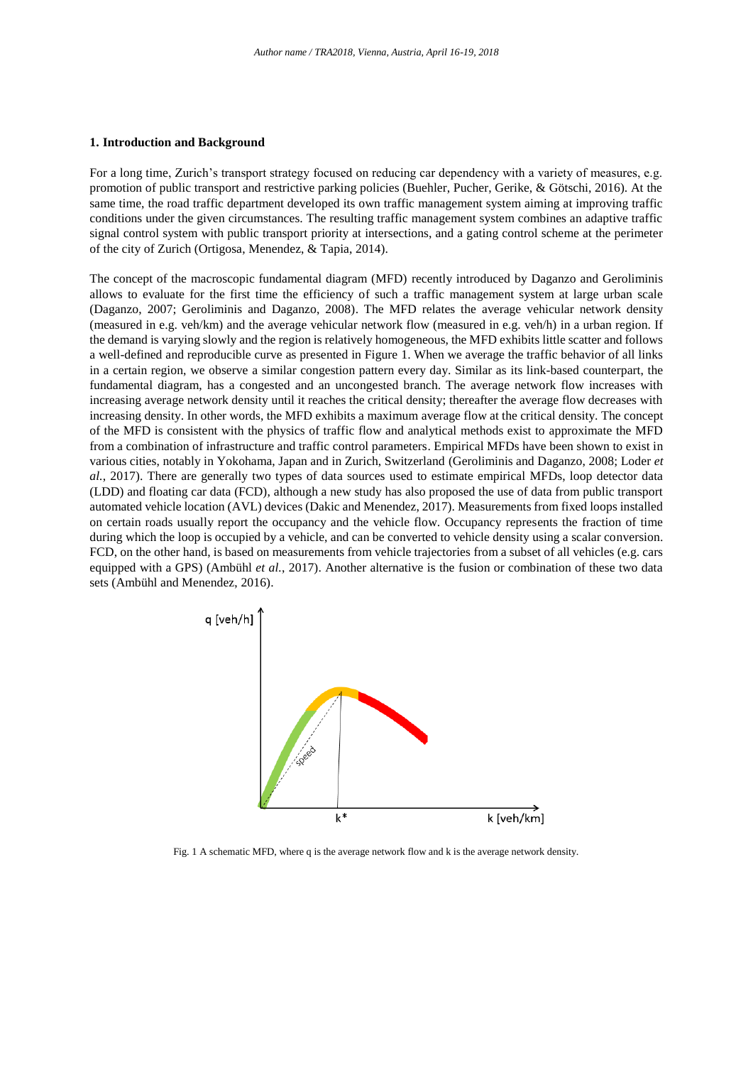## 1. Introduction and Background

For a long time, Zurich's transport strategy focused on reducing car dependency with a variety of measures, e.g. promotion of public transport and restrictive parking policies (Buehler, Pucher, Gerike, & Götschi, 2016). At the same time, the road traffic department developed its own traffic management system aiming at improving traffic conditions under the given circumstances. The resulting traffic management system combines an adaptive traffic signal control system with public transport priority at intersections, and a gating control scheme at the perimeter of the city of Zurich (Ortigosa, Menendez, & Tapia, 2014).

The concept of the macroscopic fundamental diagram (MFD) recently introduced by Daganzo and Geroliminis allows to evaluate for the first time the efficiency of such a traffic management system at large urban scale (Daganzo, 2007; Geroliminis and Daganzo, 2008). The MFD relates the average vehicular network density (measured in e.g. veh/km) and the average vehicular network flow (measured in e.g. veh/h) in a urban region. If the demand is varying slowly and the region is relatively homogeneous, the MFD exhibits little scatter and follows a well-defined and reproducible curve as presented in Figure 1. When we average the traffic behavior of all links in a certain region, we observe a similar congestion pattern every day. Similar as its link-based counterpart, the fundamental diagram, has a congested and an uncongested branch. The average network flow increases with increasing average network density until it reaches the critical density; thereafter the average flow decreases with increasing density. In other words, the MFD exhibits a maximum average flow at the critical density. The concept of the MFD is consistent with the physics of traffic flow and analytical methods exist to approximate the MFD from a combination of infrastructure and traffic control parameters. Empirical MFDs have been shown to exist in various cities, notably in Yokohama, Japan and in Zurich, Switzerland (Geroliminis and Daganzo, 2008; Loder *et al.*, 2017). There are generally two types of data sources used to estimate empirical MFDs, loop detector data (LDD) and floating car data (FCD), although a new study has also proposed the use of data from public transport automated vehicle location (AVL) devices (Dakic and Menendez, 2017). Measurements from fixed loops installed on certain roads usually report the occupancy and the vehicle flow. Occupancy represents the fraction of time during which the loop is occupied by a vehicle, and can be converted to vehicle density using a scalar conversion. FCD, on the other hand, is based on measurements from vehicle trajectories from a subset of all vehicles (e.g. cars equipped with a GPS) (Ambühl *et al.*, 2017). Another alternative is the fusion or combination of these two data sets (Ambühl and Menendez, 2016).

Fig. 1 A schematic MFD, where q is the average network flow and k is the average network density.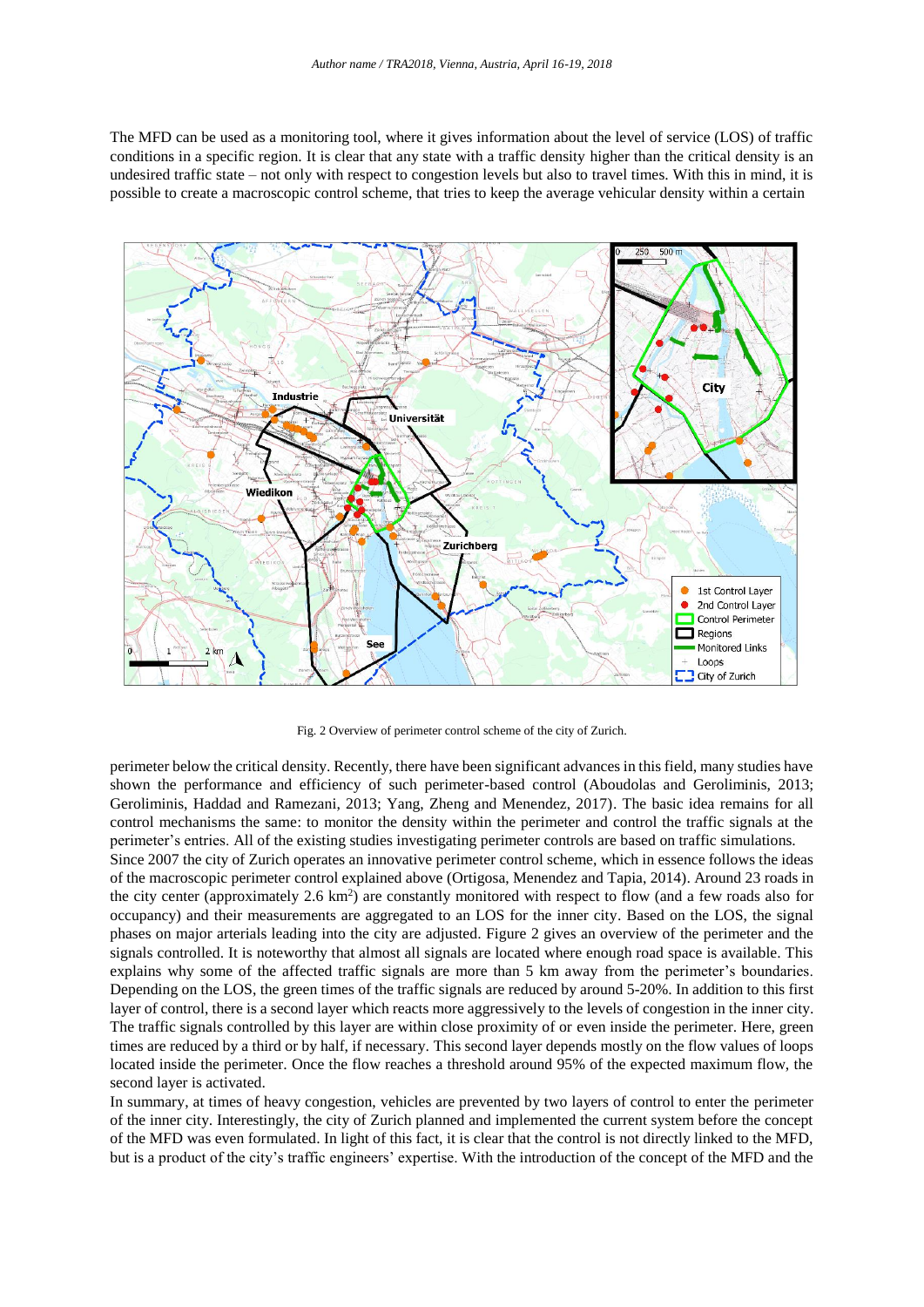The MFD can be used as a monitoring tool, where it gives information about the level of service (LOS) of traffic conditions in a specific region. It is clear that any state with a traffic density higher than the critical density is an undesired traffic state – not only with respect to congestion levels but also to travel times. With this in mind, it is possible to create a macroscopic control scheme, that tries to keep the average vehicular density within a certain perimeter below the critical density. Recently, there have been significant advances in this field, many studies have shown the performance and efficiency of such perimeter-based control (Aboudolas and Geroliminis, 2013; Geroliminis, Haddad and Ramezani, 2013; Yang, Zheng and Menendez, 2017). The basic idea remains for all control mechanisms the same: to monitor the density within the perimeter and control the traffic signals at the perimeter's entries. All of the existing studies investigating perimeter controls are based on traffic simulations.

Fig. 2 Overview of perimeter control scheme of the city of Zurich.

Since 2007 the city of Zurich operates an innovative perimeter control scheme, which in essence follows the ideas of the macroscopic perimeter control explained above (Ortigosa, Menendez and Tapia, 2014). Around 23 roads in the city center (approximately 2.6 km$^2$) are constantly monitored with respect to flow (and a few roads also for occupancy) and their measurements are aggregated to an LOS for the inner city. Based on the LOS, the signal phases on major arterials leading into the city are adjusted. Figure 2 gives an overview of the perimeter and the signals controlled. It is noteworthy that almost all signals are located where enough road space is available. This explains why some of the affected traffic signals are more than 5 km away from the perimeter's boundaries. Depending on the LOS, the green times of the traffic signals are reduced by around 5-20%. In addition to this first layer of control, there is a second layer which reacts more aggressively to the levels of congestion in the inner city. The traffic signals controlled by this layer are within close proximity of or even inside the perimeter. Here, green times are reduced by a third or by half, if necessary. This second layer depends mostly on the flow values of loops located inside the perimeter. Once the flow reaches a threshold around 95% of the expected maximum flow, the second layer is activated.

In summary, at times of heavy congestion, vehicles are prevented by two layers of control to enter the perimeter of the inner city. Interestingly, the city of Zurich planned and implemented the current system before the concept of the MFD was even formulated. In light of this fact, it is clear that the control is not directly linked to the MFD, but is a product of the city's traffic engineers' expertise. With the introduction of the concept of the MFD and the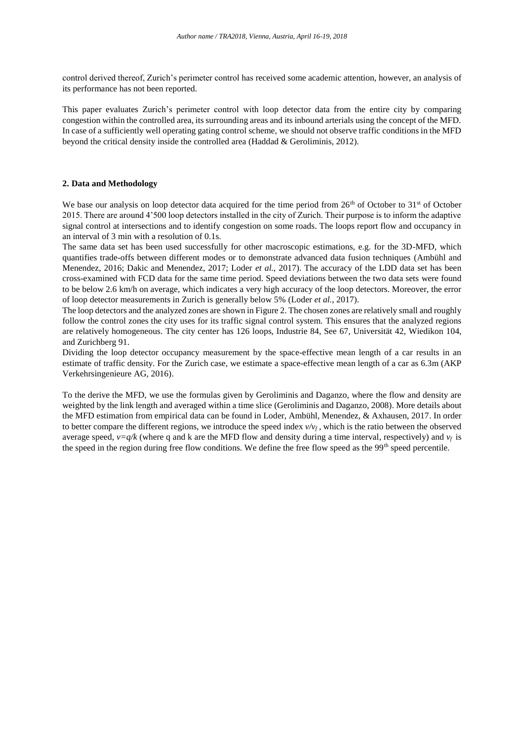control derived thereof, Zurich's perimeter control has received some academic attention, however, an analysis of its performance has not been reported.

This paper evaluates Zurich's perimeter control with loop detector data from the entire city by comparing congestion within the controlled area, its surrounding areas and its inbound arterials using the concept of the MFD. In case of a sufficiently well operating gating control scheme, we should not observe traffic conditions in the MFD beyond the critical density inside the controlled area (Haddad & Geroliminis, 2012).

## 2. Data and Methodology

We base our analysis on loop detector data acquired for the time period from 26th of October to 31st of October 2015. There are around 4'500 loop detectors installed in the city of Zurich. Their purpose is to inform the adaptive signal control at intersections and to identify congestion on some roads. The loops report flow and occupancy in an interval of 3 min with a resolution of 0.1s.

The same data set has been used successfully for other macroscopic estimations, e.g. for the 3D-MFD, which quantifies trade-offs between different modes or to demonstrate advanced data fusion techniques (Ambühl and Menendez, 2016; Dakic and Menendez, 2017; Loder *et al.*, 2017). The accuracy of the LDD data set has been cross-examined with FCD data for the same time period. Speed deviations between the two data sets were found to be below 2.6 km/h on average, which indicates a very high accuracy of the loop detectors. Moreover, the error of loop detector measurements in Zurich is generally below 5% (Loder *et al.*, 2017).

The loop detectors and the analyzed zones are shown in Figure 2. The chosen zones are relatively small and roughly follow the control zones the city uses for its traffic signal control system. This ensures that the analyzed regions are relatively homogeneous. The city center has 126 loops, Industrie 84, See 67, Universität 42, Wiedikon 104, and Zurichberg 91.

Dividing the loop detector occupancy measurement by the space-effective mean length of a car results in an estimate of traffic density. For the Zurich case, we estimate a space-effective mean length of a car as 6.3m (AKP Verkehrsingenieure AG, 2016).

To the derive the MFD, we use the formulas given by Geroliminis and Daganzo, where the flow and density are weighted by the link length and averaged within a time slice (Geroliminis and Daganzo, 2008). More details about the MFD estimation from empirical data can be found in Loder, Ambühl, Menendez, & Axhausen, 2017. In order to better compare the different regions, we introduce the speed index $v/v_f$, which is the ratio between the observed average speed, $v=q/k$ (where q and k are the MFD flow and density during a time interval, respectively) and $v_f$ is the speed in the region during free flow conditions. We define the free flow speed as the 99th speed percentile.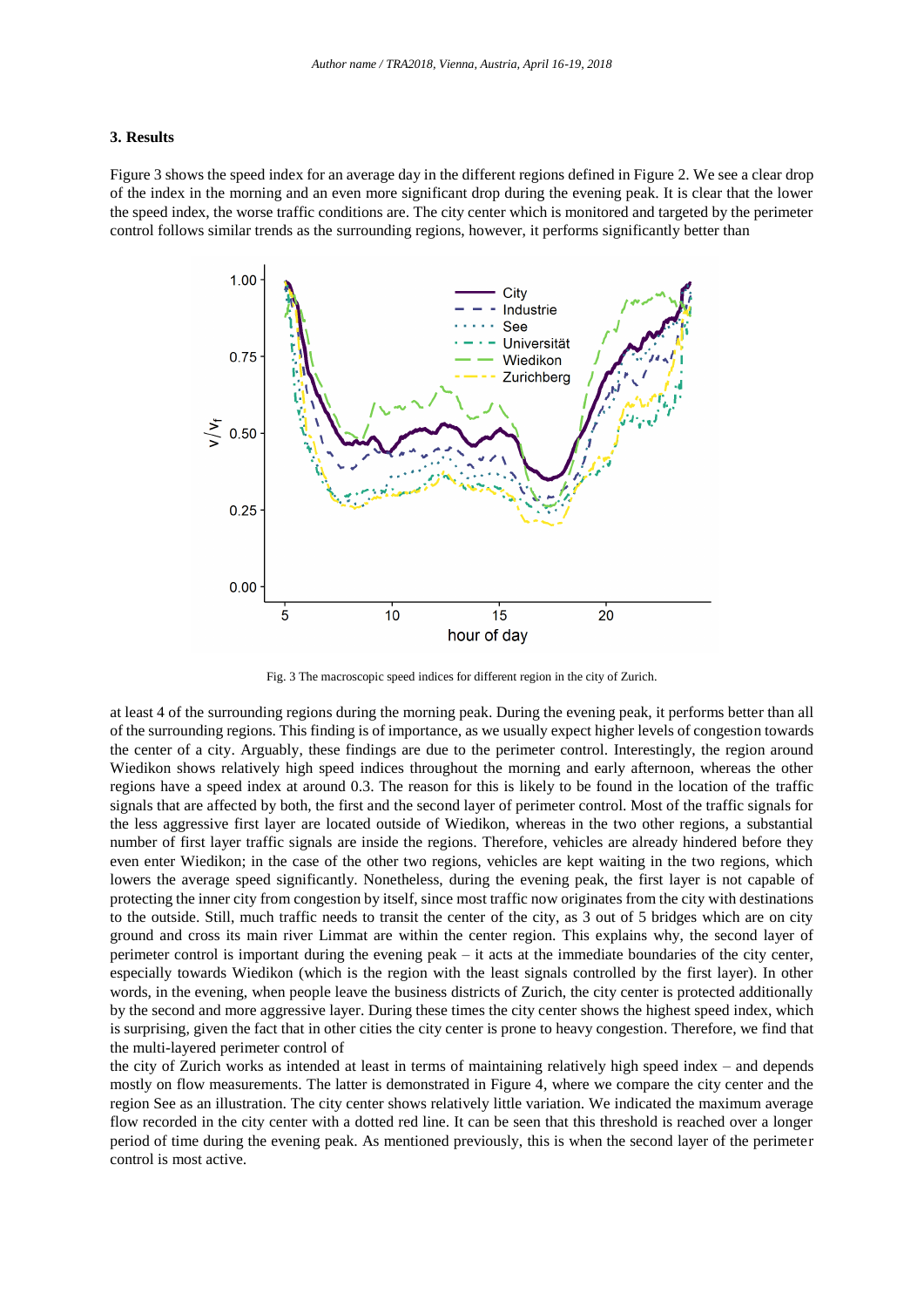### 3. Results

Figure 3 shows the speed index for an average day in the different regions defined in Figure 2. We see a clear drop of the index in the morning and an even more significant drop during the evening peak. It is clear that the lower the speed index, the worse traffic conditions are. The city center which is monitored and targeted by the perimeter control follows similar trends as the surrounding regions, however, it performs significantly better than

Fig. 3 The macroscopic speed indices for different region in the city of Zurich.

at least 4 of the surrounding regions during the morning peak. During the evening peak, it performs better than all of the surrounding regions. This finding is of importance, as we usually expect higher levels of congestion towards the center of a city. Arguably, these findings are due to the perimeter control. Interestingly, the region around Wiedikon shows relatively high speed indices throughout the morning and early afternoon, whereas the other regions have a speed index at around 0.3. The reason for this is likely to be found in the location of the traffic signals that are affected by both, the first and the second layer of perimeter control. Most of the traffic signals for the less aggressive first layer are located outside of Wiedikon, whereas in the two other regions, a substantial number of first layer traffic signals are inside the regions. Therefore, vehicles are already hindered before they even enter Wiedikon; in the case of the other two regions, vehicles are kept waiting in the two regions, which lowers the average speed significantly. Nonetheless, during the evening peak, the first layer is not capable of protecting the inner city from congestion by itself, since most traffic now originates from the city with destinations to the outside. Still, much traffic needs to transit the center of the city, as 3 out of 5 bridges which are on city ground and cross its main river Limmat are within the center region. This explains why, the second layer of perimeter control is important during the evening peak – it acts at the immediate boundaries of the city center, especially towards Wiedikon (which is the region with the least signals controlled by the first layer). In other words, in the evening, when people leave the business districts of Zurich, the city center is protected additionally by the second and more aggressive layer. During these times the city center shows the highest speed index, which is surprising, given the fact that in other cities the city center is prone to heavy congestion. Therefore, we find that the multi-layered perimeter control of

the city of Zurich works as intended at least in terms of maintaining relatively high speed index – and depends mostly on flow measurements. The latter is demonstrated in Figure 4, where we compare the city center and the region See as an illustration. The city center shows relatively little variation. We indicated the maximum average flow recorded in the city center with a dotted red line. It can be seen that this threshold is reached over a longer period of time during the evening peak. As mentioned previously, this is when the second layer of the perimeter control is most active.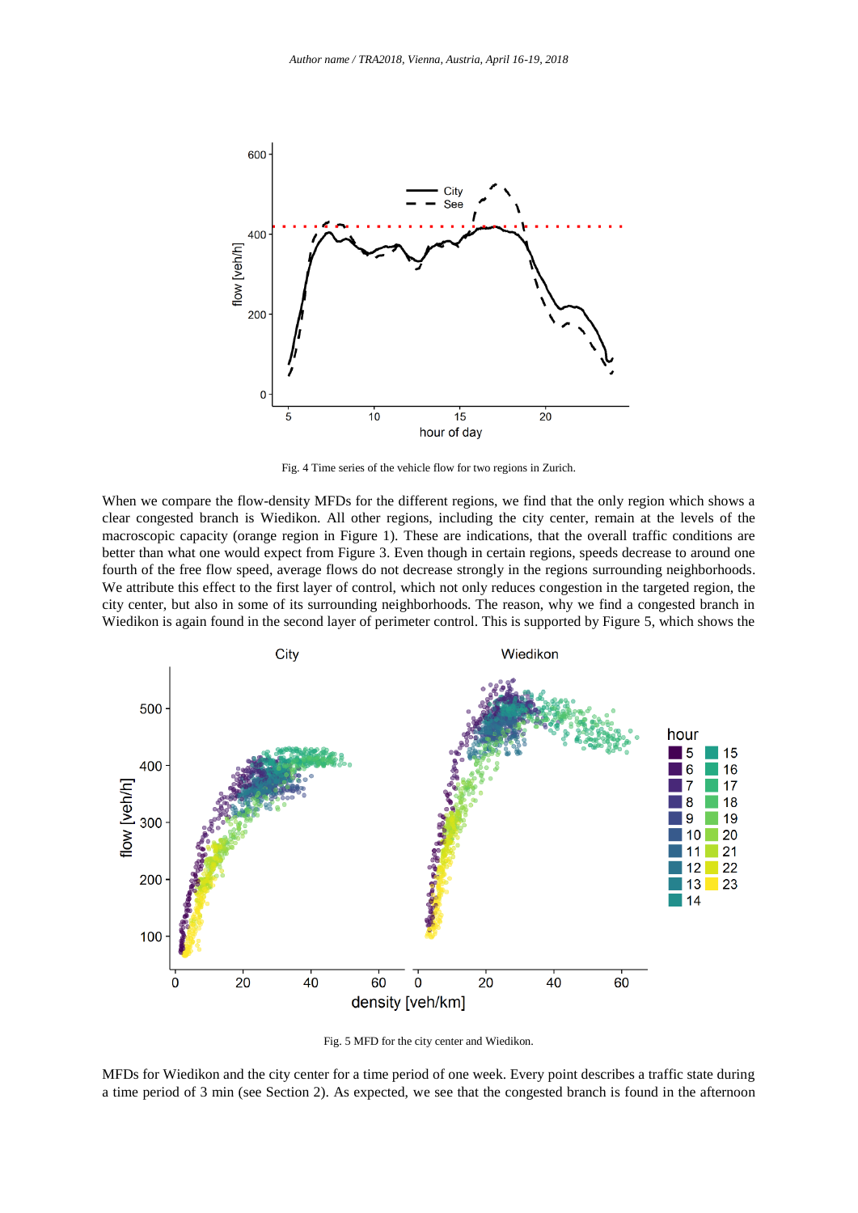Fig. 4 Time series of the vehicle flow for two regions in Zurich.

When we compare the flow-density MFDs for the different regions, we find that the only region which shows a clear congested branch is Wiedikon. All other regions, including the city center, remain at the levels of the macroscopic capacity (orange region in Figure 1). These are indications, that the overall traffic conditions are better than what one would expect from Figure 3. Even though in certain regions, speeds decrease to around one fourth of the free flow speed, average flows do not decrease strongly in the regions surrounding neighborhoods. We attribute this effect to the first layer of control, which not only reduces congestion in the targeted region, the city center, but also in some of its surrounding neighborhoods. The reason, why we find a congested branch in Wiedikon is again found in the second layer of perimeter control. This is supported by Figure 5, which shows the

Fig. 5 MFD for the city center and Wiedikon.

MFDs for Wiedikon and the city center for a time period of one week. Every point describes a traffic state during a time period of 3 min (see Section 2). As expected, we see that the congested branch is found in the afternoon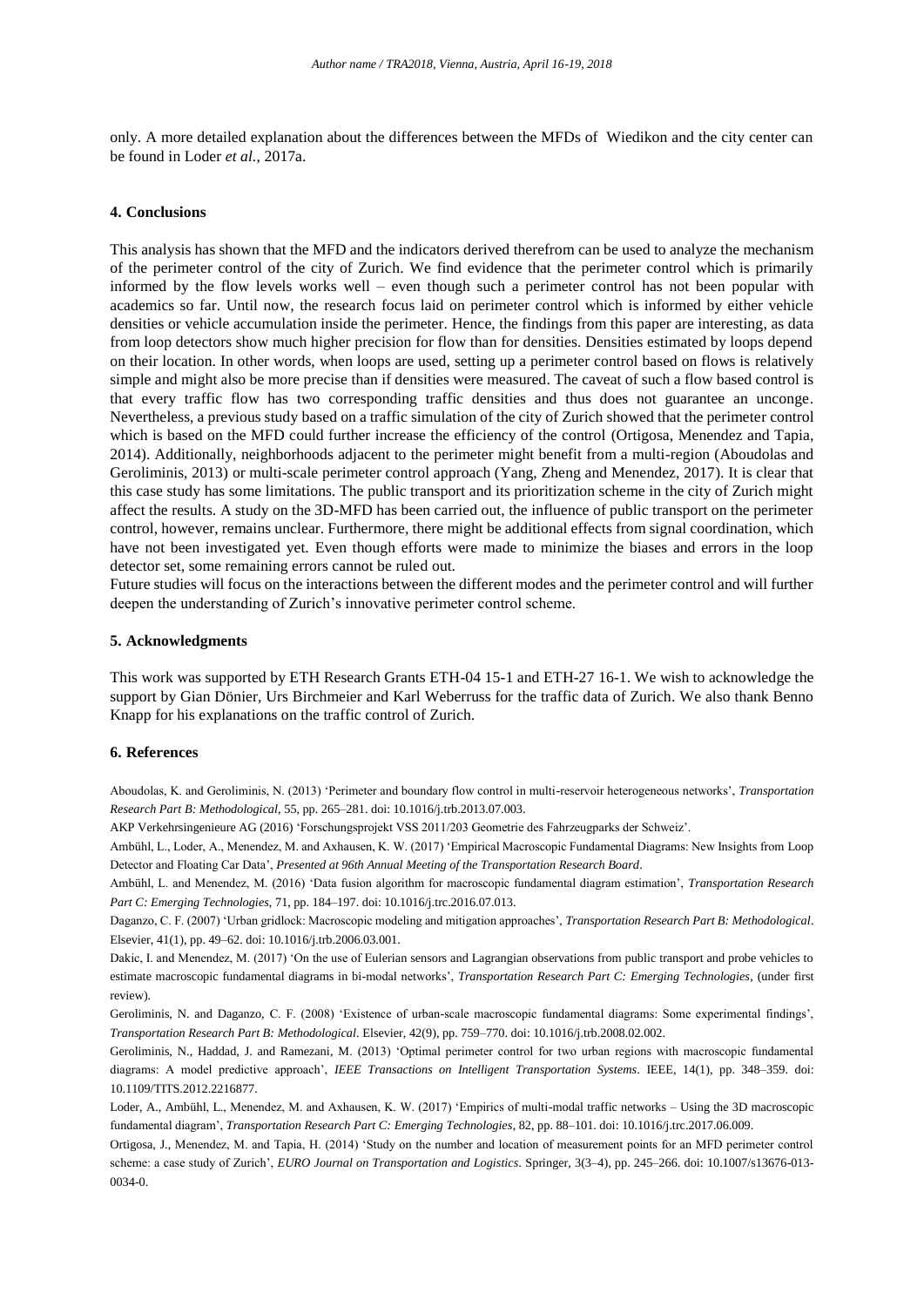only. A more detailed explanation about the differences between the MFDs of Wiedikon and the city center can be found in Loder *et al.*, 2017a.

## 4. Conclusions

This analysis has shown that the MFD and the indicators derived therefrom can be used to analyze the mechanism of the perimeter control of the city of Zurich. We find evidence that the perimeter control which is primarily informed by the flow levels works well – even though such a perimeter control has not been popular with academics so far. Until now, the research focus laid on perimeter control which is informed by either vehicle densities or vehicle accumulation inside the perimeter. Hence, the findings from this paper are interesting, as data from loop detectors show much higher precision for flow than for densities. Densities estimated by loops depend on their location. In other words, when loops are used, setting up a perimeter control based on flows is relatively simple and might also be more precise than if densities were measured. The caveat of such a flow based control is that every traffic flow has two corresponding traffic densities and thus does not guarantee an uncongе. Nevertheless, a previous study based on a traffic simulation of the city of Zurich showed that the perimeter control which is based on the MFD could further increase the efficiency of the control (Ortigosa, Menendez and Tapia, 2014). Additionally, neighborhoods adjacent to the perimeter might benefit from a multi-region (Aboudolas and Geroliminis, 2013) or multi-scale perimeter control approach (Yang, Zheng and Menendez, 2017). It is clear that this case study has some limitations. The public transport and its prioritization scheme in the city of Zurich might affect the results. A study on the 3D-MFD has been carried out, the influence of public transport on the perimeter control, however, remains unclear. Furthermore, there might be additional effects from signal coordination, which have not been investigated yet. Even though efforts were made to minimize the biases and errors in the loop detector set, some remaining errors cannot be ruled out.
Future studies will focus on the interactions between the different modes and the perimeter control and will further deepen the understanding of Zurich's innovative perimeter control scheme.

## 5. Acknowledgments

This work was supported by ETH Research Grants ETH-04 15-1 and ETH-27 16-1. We wish to acknowledge the support by Gian Dönier, Urs Birchmeier and Karl Weberruss for the traffic data of Zurich. We also thank Benno Knapp for his explanations on the traffic control of Zurich.

## 6. References

Aboudolas, K. and Geroliminis, N. (2013) 'Perimeter and boundary flow control in multi-reservoir heterogeneous networks', *Transportation Research Part B: Methodological*, 55, pp. 265–281. doi: 10.1016/j.trb.2013.07.003.

AKP Verkehrsingenieure AG (2016) 'Forschungsprojekt VSS 2011/203 Geometrie des Fahrzeugparks der Schweiz'.

Ambühl, L., Loder, A., Menendez, M. and Axhausen, K. W. (2017) 'Empirical Macroscopic Fundamental Diagrams: New Insights from Loop Detector and Floating Car Data', *Presented at 96th Annual Meeting of the Transportation Research Board*.

Ambühl, L. and Menendez, M. (2016) 'Data fusion algorithm for macroscopic fundamental diagram estimation', *Transportation Research Part C: Emerging Technologies*, 71, pp. 184–197. doi: 10.1016/j.trc.2016.07.013.

Daganzo, C. F. (2007) 'Urban gridlock: Macroscopic modeling and mitigation approaches', *Transportation Research Part B: Methodological*. Elsevier, 41(1), pp. 49–62. doi: 10.1016/j.trb.2006.03.001.

Dakic, I. and Menendez, M. (2017) 'On the use of Eulerian sensors and Lagrangian observations from public transport and probe vehicles to estimate macroscopic fundamental diagrams in bi-modal networks', *Transportation Research Part C: Emerging Technologies*, (under first review).

Geroliminis, N. and Daganzo, C. F. (2008) 'Existence of urban-scale macroscopic fundamental diagrams: Some experimental findings', *Transportation Research Part B: Methodological*. Elsevier, 42(9), pp. 759–770. doi: 10.1016/j.trb.2008.02.002.

Geroliminis, N., Haddad, J. and Ramezani, M. (2013) 'Optimal perimeter control for two urban regions with macroscopic fundamental diagrams: A model predictive approach', *IEEE Transactions on Intelligent Transportation Systems*. IEEE, 14(1), pp. 348–359. doi: 10.1109/TITS.2012.2216877.

Loder, A., Ambühl, L., Menendez, M. and Axhausen, K. W. (2017) 'Empirics of multi-modal traffic networks – Using the 3D macroscopic fundamental diagram', *Transportation Research Part C: Emerging Technologies*, 82, pp. 88–101. doi: 10.1016/j.trc.2017.06.009.

Ortigosa, J., Menendez, M. and Tapia, H. (2014) 'Study on the number and location of measurement points for an MFD perimeter control scheme: a case study of Zurich', *EURO Journal on Transportation and Logistics*. Springer, 3(3–4), pp. 245–266. doi: 10.1007/s13676-013-0034-0.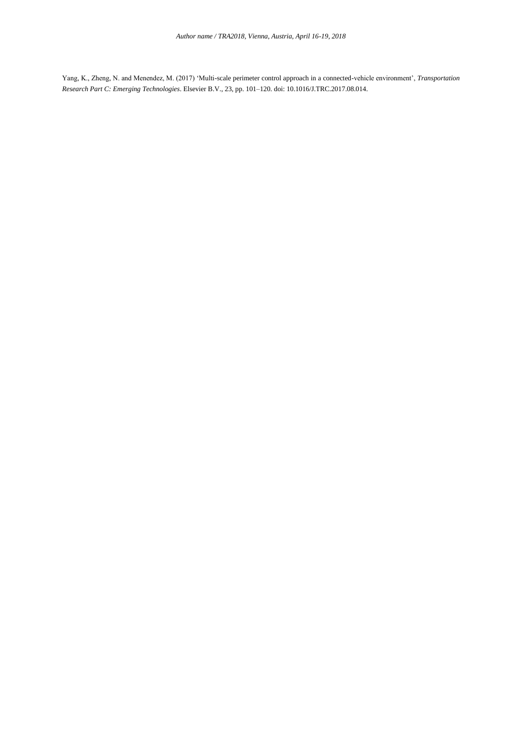Yang, K., Zheng, N. and Menendez, M. (2017) 'Multi-scale perimeter control approach in a connected-vehicle environment', *Transportation Research Part C: Emerging Technologies*. Elsevier B.V., 23, pp. 101–120. doi: 10.1016/J.TRC.2017.08.014.